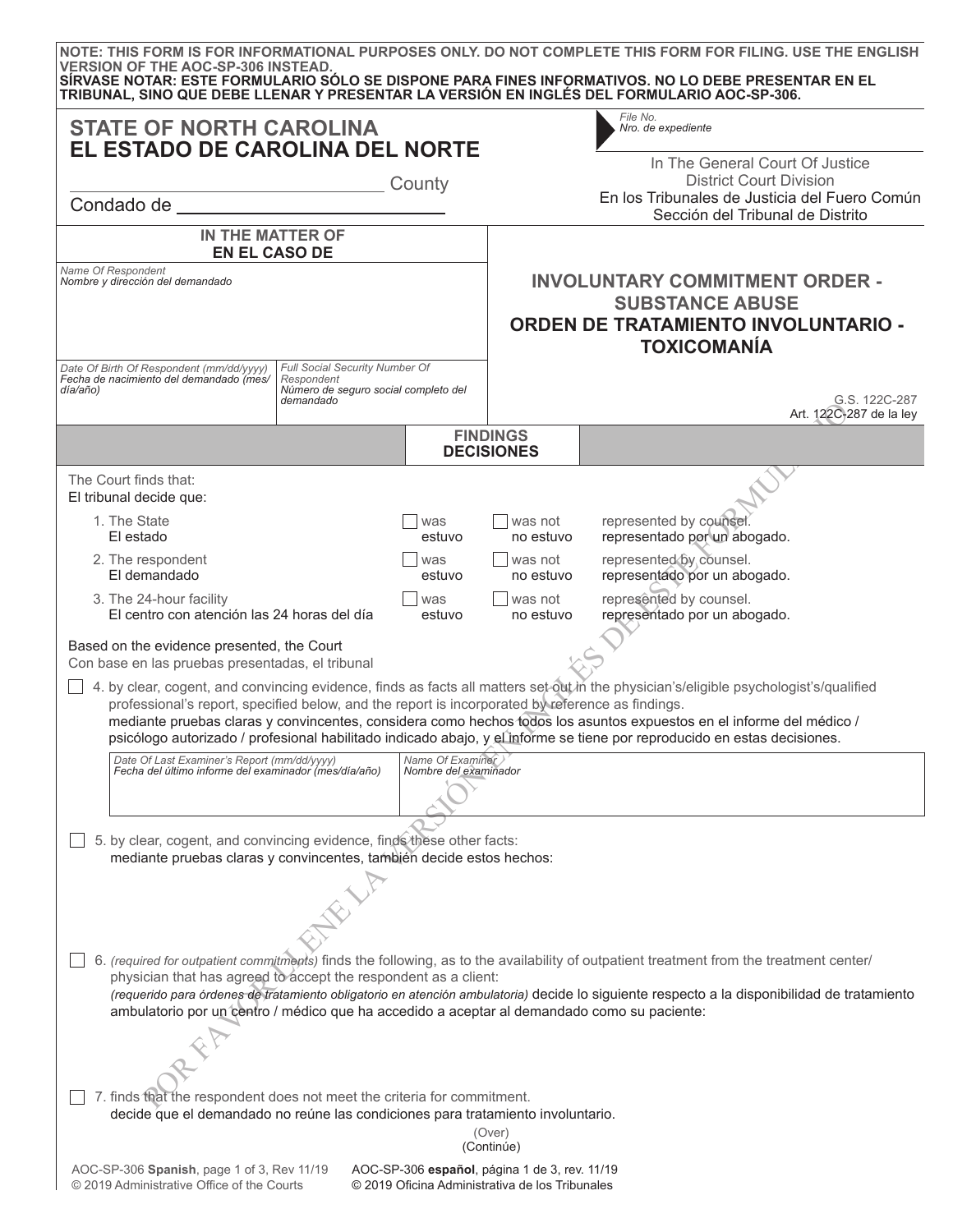**NOTE: THIS FORM IS FOR INFORMATIONAL PURPOSES ONLY. DO NOT COMPLETE THIS FORM FOR FILING. USE THE ENGLISH VERSION OF THE AOC-SP-306 INSTEAD.**
**SÍRVASE NOTAR: ESTE FORMULARIO SÓLO SE DISPONE PARA FINES INFORMATIVOS. NO LO DEBE PRESENTAR EN EL TRIBUNAL, SINO QUE DEBE LLENAR Y PRESENTAR LA VERSIÓN EN INGLÉS DEL FORMULARIO AOC-SP-306.**

# STATE OF NORTH CAROLINA
# EL ESTADO DE CAROLINA DEL NORTE

_______________ County
Condado de _______________

*File No.*
*Nro. de expediente*

In The General Court Of Justice
District Court Division
En los Tribunales de Justicia del Fuero Común
Sección del Tribunal de Distrito

**IN THE MATTER OF**
**EN EL CASO DE**

*Name Of Respondent*
*Nombre y dirección del demandado*

| *Date Of Birth Of Respondent (mm/dd/yyyy)* *Fecha de nacimiento del demandado (mes/día/año)* | *Full Social Security Number Of Respondent* *Número de seguro social completo del demandado* |
|---|---|
| | |

## INVOLUNTARY COMMITMENT ORDER - SUBSTANCE ABUSE
## ORDEN DE TRATAMIENTO INVOLUNTARIO - TOXICOMANÍA

G.S. 122C-287
Art. 122C-287 de la ley

## FINDINGS
## DECISIONES

The Court finds that:
El tribunal decide que:

| | | | |
|---|---|---|---|
| 1. The State / El estado | ☐ was / estuvo | ☐ was not / no estuvo | represented by counsel. / representado por un abogado. |
| 2. The respondent / El demandado | ☐ was / estuvo | ☐ was not / no estuvo | represented by counsel. / representado por un abogado. |
| 3. The 24-hour facility / El centro con atención las 24 horas del día | ☐ was / estuvo | ☐ was not / no estuvo | represented by counsel. / representado por un abogado. |

Based on the evidence presented, the Court
Con base en las pruebas presentadas, el tribunal

☐ 4. by clear, cogent, and convincing evidence, finds as facts all matters set out in the physician's/eligible psychologist's/qualified professional's report, specified below, and the report is incorporated by reference as findings.
mediante pruebas claras y convincentes, considera como hechos todos los asuntos expuestos en el informe del médico / psicólogo autorizado / profesional habilitado indicado abajo, y el informe se tiene por reproducido en estas decisiones.

| *Date Of Last Examiner's Report (mm/dd/yyyy)* *Fecha del último informe del examinador (mes/día/año)* | *Name Of Examiner* *Nombre del examinador* |
|---|---|
| | |

☐ 5. by clear, cogent, and convincing evidence, finds these other facts:
mediante pruebas claras y convincentes, también decide estos hechos:

☐ 6. *(required for outpatient commitments)* finds the following, as to the availability of outpatient treatment from the treatment center/physician that has agreed to accept the respondent as a client:
*(requerido para órdenes de tratamiento obligatorio en atención ambulatoria)* decide lo siguiente respecto a la disponibilidad de tratamiento ambulatorio por un centro / médico que ha accedido a aceptar al demandado como su paciente:

☐ 7. finds that the respondent does not meet the criteria for commitment.
decide que el demandado no reúne las condiciones para tratamiento involuntario.

(Over)
(Continúe)

AOC-SP-306 **Spanish**, page 1 of 3, Rev 11/19
© 2019 Administrative Office of the Courts
AOC-SP-306 **español**, página 1 de 3, rev. 11/19
© 2019 Oficina Administrativa de los Tribunales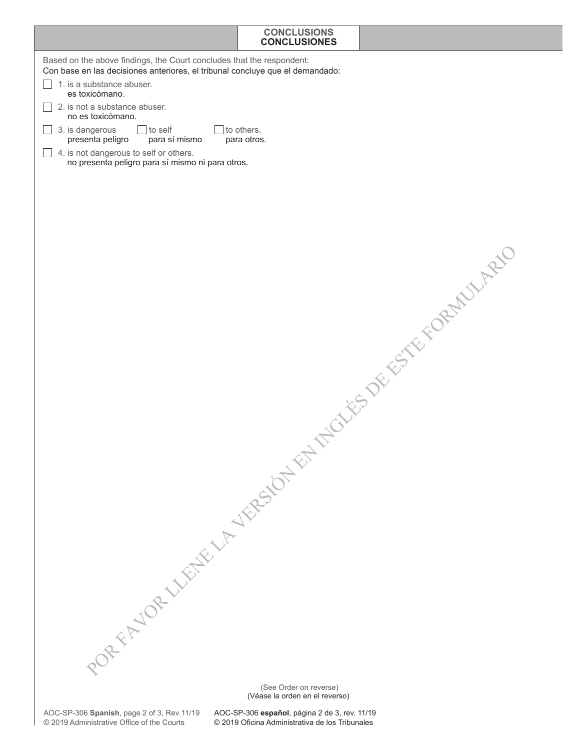## CONCLUSIONS
## CONCLUSIONES

Based on the above findings, the Court concludes that the respondent:
Con base en las decisiones anteriores, el tribunal concluye que el demandado:

- ☐ 1. is a substance abuser.
  es toxicómano.
- ☐ 2. is not a substance abuser.
  no es toxicómano.
- ☐ 3. is dangerous ☐ to self ☐ to others.
  presenta peligro para sí mismo para otros.
- ☐ 4. is not dangerous to self or others.
  no presenta peligro para sí mismo ni para otros.

POR FAVOR LLENE LA VERSIÓN EN INGLÉS DE ESTE FORMULARIO

(See Order on reverse)
(Véase la orden en el reverso)

AOC-SP-306 **Spanish**, page 2 of 3, Rev 11/19
© 2019 Administrative Office of the Courts

AOC-SP-306 **español**, página 2 de 3, rev. 11/19
© 2019 Oficina Administrativa de los Tribunales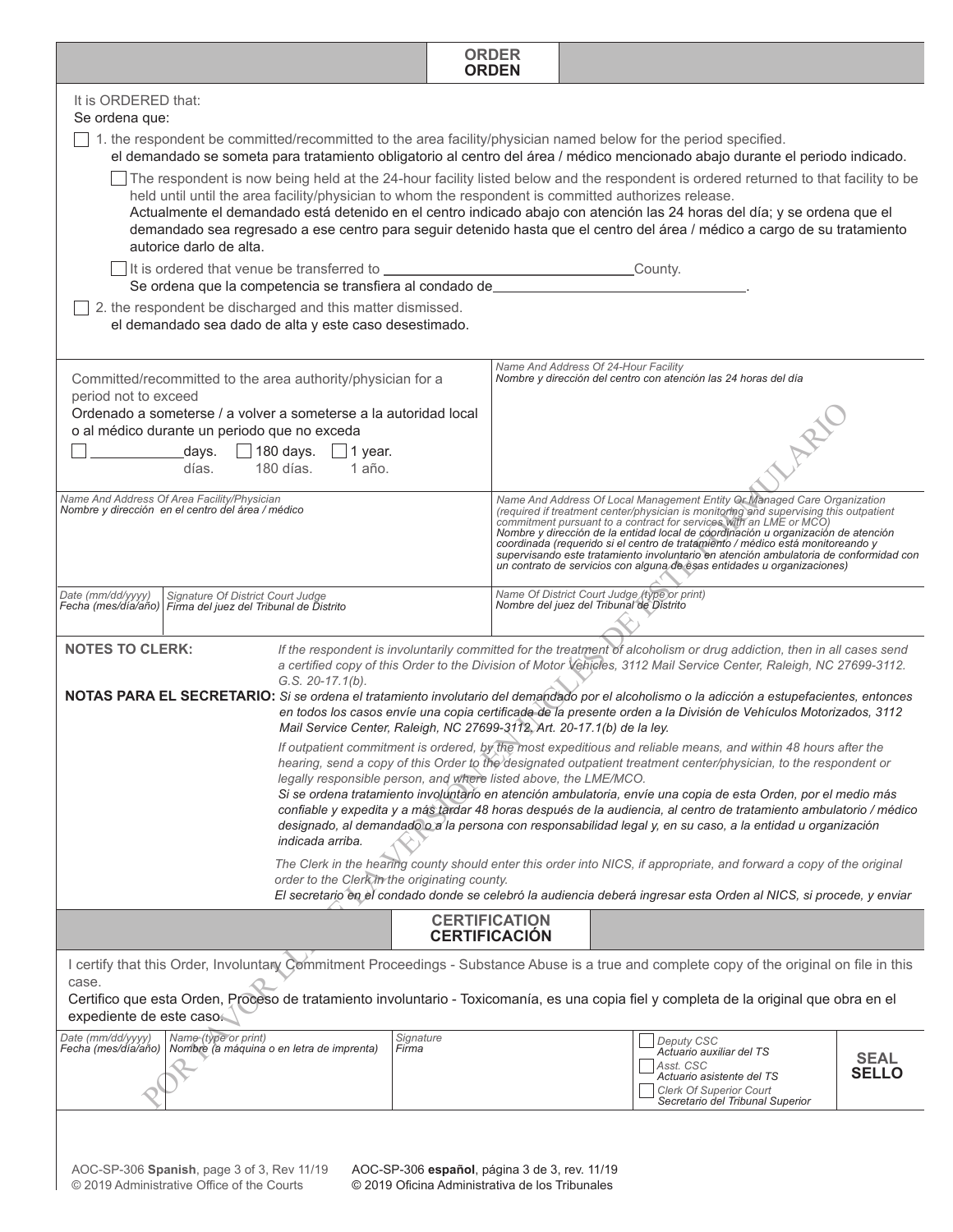## ORDER
## ORDEN

It is ORDERED that:
Se ordena que:

☐ 1. the respondent be committed/recommitted to the area facility/physician named below for the period specified.
el demandado se someta para tratamiento obligatorio al centro del área / médico mencionado abajo durante el periodo indicado.

☐ The respondent is now being held at the 24-hour facility listed below and the respondent is ordered returned to that facility to be held until until the area facility/physician to whom the respondent is committed authorizes release.
Actualmente el demandado está detenido en el centro indicado abajo con atención las 24 horas del día; y se ordena que el demandado sea regresado a ese centro para seguir detenido hasta que el centro del área / médico a cargo de su tratamiento autorice darlo de alta.

☐ It is ordered that venue be transferred to ______________________________ County.
Se ordena que la competencia se transfiera al condado de______________________________.

☐ 2. the respondent be discharged and this matter dismissed.
el demandado sea dado de alta y este caso desestimado.

| | |
|---|---|
| Committed/recommitted to the area authority/physician for a period not to exceed<br>Ordenado a someterse / a volver a someterse a la autoridad local o al médico durante un periodo que no exceda<br>☐ __________ days. ☐ 180 days. ☐ 1 year.<br>días. 180 días. 1 año. | *Name And Address Of 24-Hour Facility*<br>*Nombre y dirección del centro con atención las 24 horas del día* |
| *Name And Address Of Area Facility/Physician*<br>*Nombre y dirección en el centro del área / médico* | *Name And Address Of Local Management Entity Or Managed Care Organization (required if treatment center/physician is monitoring and supervising this outpatient commitment pursuant to a contract for services with an LME or MCO)*<br>*Nombre y dirección de la entidad local de coordinación u organización de atención coordinada (requerido si el centro de tratamiento / médico está monitoreando y supervisando este tratamiento involuntario en atención ambulatoria de conformidad con un contrato de servicios con alguna de esas entidades u organizaciones)* |

| | | |
|---|---|---|
| *Date (mm/dd/yyyy)*<br>*Fecha (mes/día/año)* | *Signature Of District Court Judge*<br>*Firma del juez del Tribunal de Distrito* | *Name Of District Court Judge (type or print)*<br>*Nombre del juez del Tribunal de Distrito* |

**NOTES TO CLERK:** *If the respondent is involuntarily committed for the treatment of alcoholism or drug addiction, then in all cases send a certified copy of this Order to the Division of Motor Vehicles, 3112 Mail Service Center, Raleigh, NC 27699-3112. G.S. 20-17.1(b).*

**NOTAS PARA EL SECRETARIO:** *Si se ordena el tratamiento involuntario del demandado por el alcoholismo o la adicción a estupefacientes, entonces en todos los casos envíe una copia certificada de la presente orden a la División de Vehículos Motorizados, 3112 Mail Service Center, Raleigh, NC 27699-3112, Art. 20-17.1(b) de la ley.*

*If outpatient commitment is ordered, by the most expeditious and reliable means, and within 48 hours after the hearing, send a copy of this Order to the designated outpatient treatment center/physician, to the respondent or legally responsible person, and where listed above, the LME/MCO.*
*Si se ordena tratamiento involuntario en atención ambulatoria, envíe una copia de esta Orden, por el medio más confiable y expedita y a más tardar 48 horas después de la audiencia, al centro de tratamiento ambulatorio / médico designado, al demandado o a la persona con responsabilidad legal y, en su caso, a la entidad u organización indicada arriba.*

*The Clerk in the hearing county should enter this order into NICS, if appropriate, and forward a copy of the original order to the Clerk in the originating county.*
*El secretario en el condado donde se celebró la audiencia deberá ingresar esta Orden al NICS, si procede, y enviar*

## CERTIFICATION
## CERTIFICACIÓN

I certify that this Order, Involuntary Commitment Proceedings - Substance Abuse is a true and complete copy of the original on file in this case.
Certifico que esta Orden, Proceso de tratamiento involuntario - Toxicomanía, es una copia fiel y completa de la original que obra en el expediente de este caso.

| | | | | |
|---|---|---|---|---|
| *Date (mm/dd/yyyy)*<br>*Fecha (mes/día/año)* | *Name (type or print)*<br>*Nombre (a máquina o en letra de imprenta)* | *Signature*<br>*Firma* | ☐ *Deputy CSC*<br>*Actuario auxiliar del TS*<br>☐ *Asst. CSC*<br>*Actuario asistente del TS*<br>☐ *Clerk Of Superior Court*<br>*Secretario del Tribunal Superior* | **SEAL**<br>**SELLO** |

AOC-SP-306 **Spanish**, page 3 of 3, Rev 11/19
© 2019 Administrative Office of the Courts

AOC-SP-306 **español**, página 3 de 3, rev. 11/19
© 2019 Oficina Administrativa de los Tribunales